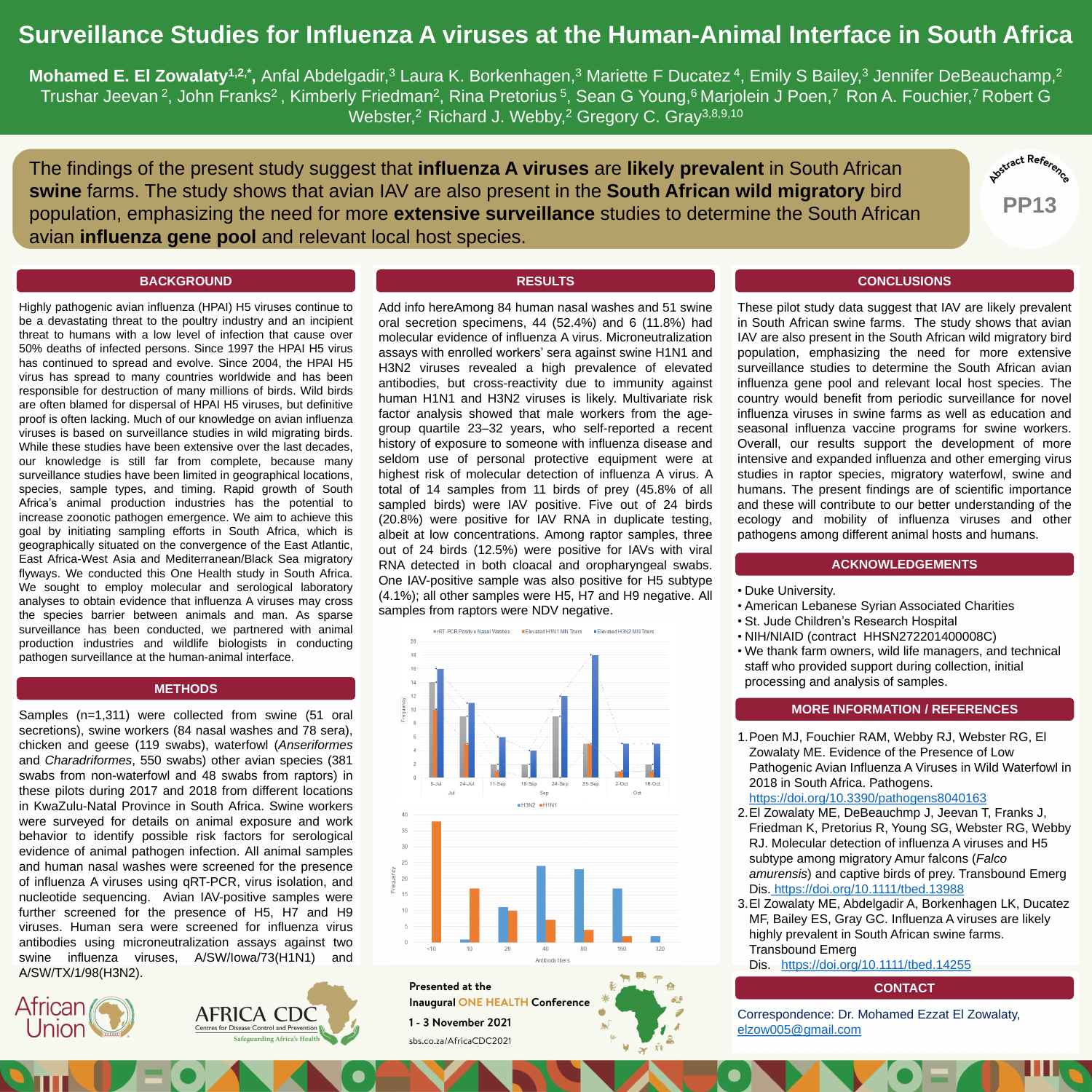# Surveillance Studies for Influenza A viruses at the Human-Animal Interface in South Africa

**Mohamed E. El Zowalaty[1,2,*]**, Anfal Abdelgadir,[3] Laura K. Borkenhagen,[3] Mariette F Ducatez[4], Emily S Bailey,[3] Jennifer DeBeauchamp,[2] Trushar Jeevan[2], John Franks[2], Kimberly Friedman[2], Rina Pretorius[5], Sean G Young,[6] Marjolein J Poen,[7] Ron A. Fouchier,[7] Robert G Webster,[2] Richard J. Webby,[2] Gregory C. Gray[3,8,9,10]

The findings of the present study suggest that **influenza A viruses** are **likely prevalent** in South African **swine** farms. The study shows that avian IAV are also present in the **South African wild migratory** bird population, emphasizing the need for more **extensive surveillance** studies to determine the South African avian **influenza gene pool** and relevant local host species.

Abstract Reference **PP13**

## BACKGROUND

Highly pathogenic avian influenza (HPAI) H5 viruses continue to be a devastating threat to the poultry industry and an incipient threat to humans with a low level of infection that cause over 50% deaths of infected persons. Since 1997 the HPAI H5 virus has continued to spread and evolve. Since 2004, the HPAI H5 virus has spread to many countries worldwide and has been responsible for destruction of many millions of birds. Wild birds are often blamed for dispersal of HPAI H5 viruses, but definitive proof is often lacking. Much of our knowledge on avian influenza viruses is based on surveillance studies in wild migrating birds. While these studies have been extensive over the last decades, our knowledge is still far from complete, because many surveillance studies have been limited in geographical locations, species, sample types, and timing. Rapid growth of South Africa's animal production industries has the potential to increase zoonotic pathogen emergence. We aim to achieve this goal by initiating sampling efforts in South Africa, which is geographically situated on the convergence of the East Atlantic, East Africa-West Asia and Mediterranean/Black Sea migratory flyways. We conducted this One Health study in South Africa. We sought to employ molecular and serological laboratory analyses to obtain evidence that influenza A viruses may cross the species barrier between animals and man. As sparse surveillance has been conducted, we partnered with animal production industries and wildlife biologists in conducting pathogen surveillance at the human-animal interface.

## METHODS

Samples (n=1,311) were collected from swine (51 oral secretions), swine workers (84 nasal washes and 78 sera), chicken and geese (119 swabs), waterfowl (*Anseriformes* and *Charadriformes*, 550 swabs) other avian species (381 swabs from non-waterfowl and 48 swabs from raptors) in these pilots during 2017 and 2018 from different locations in KwaZulu-Natal Province in South Africa. Swine workers were surveyed for details on animal exposure and work behavior to identify possible risk factors for serological evidence of animal pathogen infection. All animal samples and human nasal washes were screened for the presence of influenza A viruses using qRT-PCR, virus isolation, and nucleotide sequencing. Avian IAV-positive samples were further screened for the presence of H5, H7 and H9 viruses. Human sera were screened for influenza virus antibodies using microneutralization assays against two swine influenza viruses, A/SW/Iowa/73(H1N1) and A/SW/TX/1/98(H3N2).

## RESULTS

Add info hereAmong 84 human nasal washes and 51 swine oral secretion specimens, 44 (52.4%) and 6 (11.8%) had molecular evidence of influenza A virus. Microneutralization assays with enrolled workers' sera against swine H1N1 and H3N2 viruses revealed a high prevalence of elevated antibodies, but cross-reactivity due to immunity against human H1N1 and H3N2 viruses is likely. Multivariate risk factor analysis showed that male workers from the age-group quartile 23–32 years, who self-reported a recent history of exposure to someone with influenza disease and seldom use of personal protective equipment were at highest risk of molecular detection of influenza A virus. A total of 14 samples from 11 birds of prey (45.8% of all sampled birds) were IAV positive. Five out of 24 birds (20.8%) were positive for IAV RNA in duplicate testing, albeit at low concentrations. Among raptor samples, three out of 24 birds (12.5%) were positive for IAVs with viral RNA detected in both cloacal and oropharyngeal swabs. One IAV-positive sample was also positive for H5 subtype (4.1%); all other samples were H5, H7 and H9 negative. All samples from raptors were NDV negative.

## CONCLUSIONS

These pilot study data suggest that IAV are likely prevalent in South African swine farms. The study shows that avian IAV are also present in the South African wild migratory bird population, emphasizing the need for more extensive surveillance studies to determine the South African avian influenza gene pool and relevant local host species. The country would benefit from periodic surveillance for novel influenza viruses in swine farms as well as education and seasonal influenza vaccine programs for swine workers. Overall, our results support the development of more intensive and expanded influenza and other emerging virus studies in raptor species, migratory waterfowl, swine and humans. The present findings are of scientific importance and these will contribute to our better understanding of the ecology and mobility of influenza viruses and other pathogens among different animal hosts and humans.

## ACKNOWLEDGEMENTS

- Duke University.
- American Lebanese Syrian Associated Charities
- St. Jude Children's Research Hospital
- NIH/NIAID (contract HHSN272201400008C)
- We thank farm owners, wild life managers, and technical staff who provided support during collection, initial processing and analysis of samples.

## MORE INFORMATION / REFERENCES

1. Poen MJ, Fouchier RAM, Webby RJ, Webster RG, El Zowalaty ME. Evidence of the Presence of Low Pathogenic Avian Influenza A Viruses in Wild Waterfowl in 2018 in South Africa. Pathogens. https://doi.org/10.3390/pathogens8040163
2. El Zowalaty ME, DeBeauchmp J, Jeevan T, Franks J, Friedman K, Pretorius R, Young SG, Webster RG, Webby RJ. Molecular detection of influenza A viruses and H5 subtype among migratory Amur falcons (*Falco amurensis*) and captive birds of prey. Transbound Emerg Dis. https://doi.org/10.1111/tbed.13988
3. El Zowalaty ME, Abdelgadir A, Borkenhagen LK, Ducatez MF, Bailey ES, Gray GC. Influenza A viruses are likely highly prevalent in South African swine farms. Transbound Emerg Dis. https://doi.org/10.1111/tbed.14255

## CONTACT

Correspondence: Dr. Mohamed Ezzat El Zowalaty, elzow005@gmail.com

Presented at the Inaugural ONE HEALTH Conference
1 - 3 November 2021
sbs.co.za/AfricaCDC2021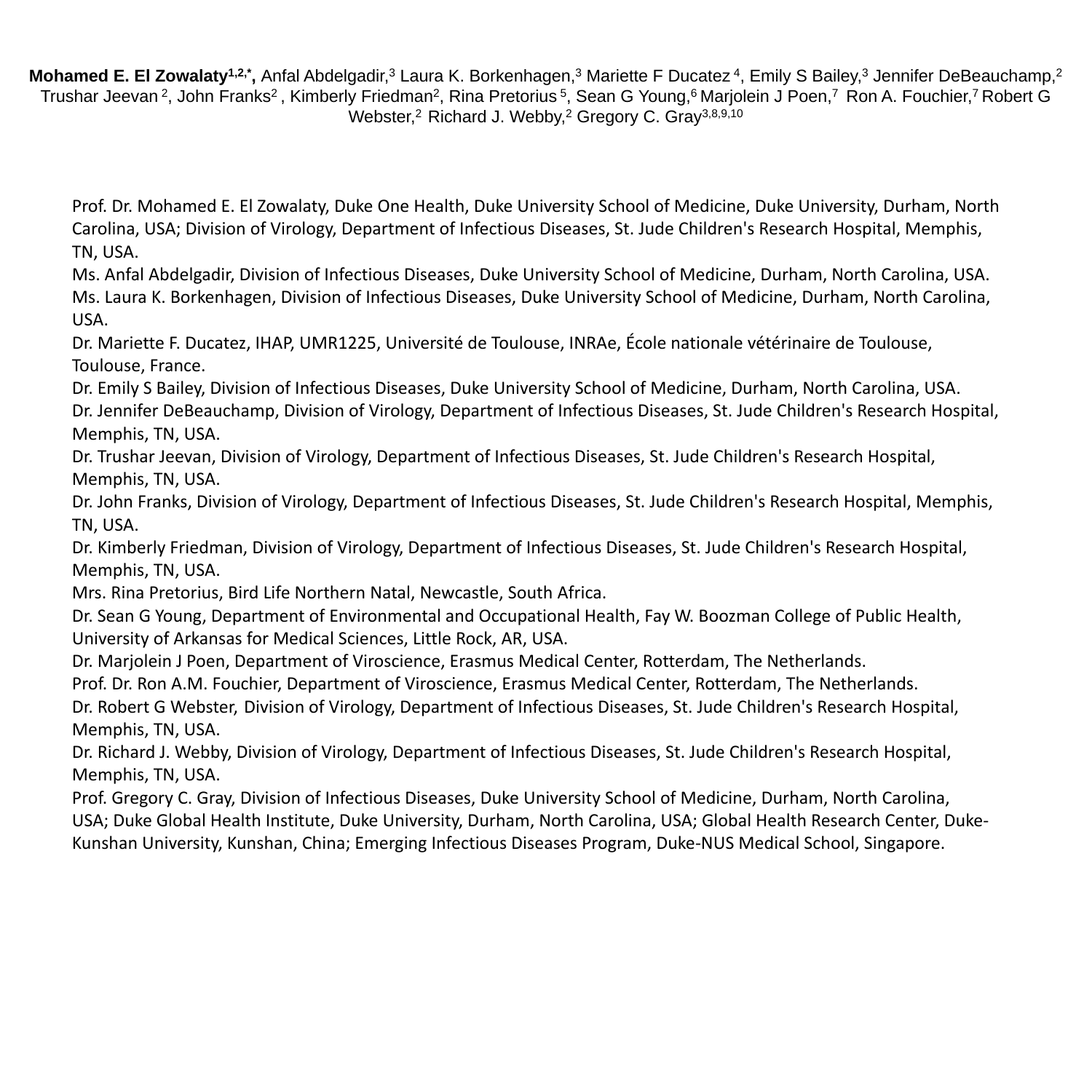**Mohamed E. El Zowalaty[1,2,*],** Anfal Abdelgadir,[3] Laura K. Borkenhagen,[3] Mariette F Ducatez[4], Emily S Bailey,[3] Jennifer DeBeauchamp,[2] Trushar Jeevan[2], John Franks[2], Kimberly Friedman[2], Rina Pretorius[5], Sean G Young,[6] Marjolein J Poen,[7] Ron A. Fouchier,[7] Robert G Webster,[2] Richard J. Webby,[2] Gregory C. Gray[3,8,9,10]

Prof. Dr. Mohamed E. El Zowalaty, Duke One Health, Duke University School of Medicine, Duke University, Durham, North Carolina, USA; Division of Virology, Department of Infectious Diseases, St. Jude Children's Research Hospital, Memphis, TN, USA.

Ms. Anfal Abdelgadir, Division of Infectious Diseases, Duke University School of Medicine, Durham, North Carolina, USA.

Ms. Laura K. Borkenhagen, Division of Infectious Diseases, Duke University School of Medicine, Durham, North Carolina, USA.

Dr. Mariette F. Ducatez, IHAP, UMR1225, Université de Toulouse, INRAe, École nationale vétérinaire de Toulouse, Toulouse, France.

Dr. Emily S Bailey, Division of Infectious Diseases, Duke University School of Medicine, Durham, North Carolina, USA.

Dr. Jennifer DeBeauchamp, Division of Virology, Department of Infectious Diseases, St. Jude Children's Research Hospital, Memphis, TN, USA.

Dr. Trushar Jeevan, Division of Virology, Department of Infectious Diseases, St. Jude Children's Research Hospital, Memphis, TN, USA.

Dr. John Franks, Division of Virology, Department of Infectious Diseases, St. Jude Children's Research Hospital, Memphis, TN, USA.

Dr. Kimberly Friedman, Division of Virology, Department of Infectious Diseases, St. Jude Children's Research Hospital, Memphis, TN, USA.

Mrs. Rina Pretorius, Bird Life Northern Natal, Newcastle, South Africa.

Dr. Sean G Young, Department of Environmental and Occupational Health, Fay W. Boozman College of Public Health, University of Arkansas for Medical Sciences, Little Rock, AR, USA.

Dr. Marjolein J Poen, Department of Viroscience, Erasmus Medical Center, Rotterdam, The Netherlands.

Prof. Dr. Ron A.M. Fouchier, Department of Viroscience, Erasmus Medical Center, Rotterdam, The Netherlands.

Dr. Robert G Webster, Division of Virology, Department of Infectious Diseases, St. Jude Children's Research Hospital, Memphis, TN, USA.

Dr. Richard J. Webby, Division of Virology, Department of Infectious Diseases, St. Jude Children's Research Hospital, Memphis, TN, USA.

Prof. Gregory C. Gray, Division of Infectious Diseases, Duke University School of Medicine, Durham, North Carolina, USA; Duke Global Health Institute, Duke University, Durham, North Carolina, USA; Global Health Research Center, Duke-Kunshan University, Kunshan, China; Emerging Infectious Diseases Program, Duke-NUS Medical School, Singapore.